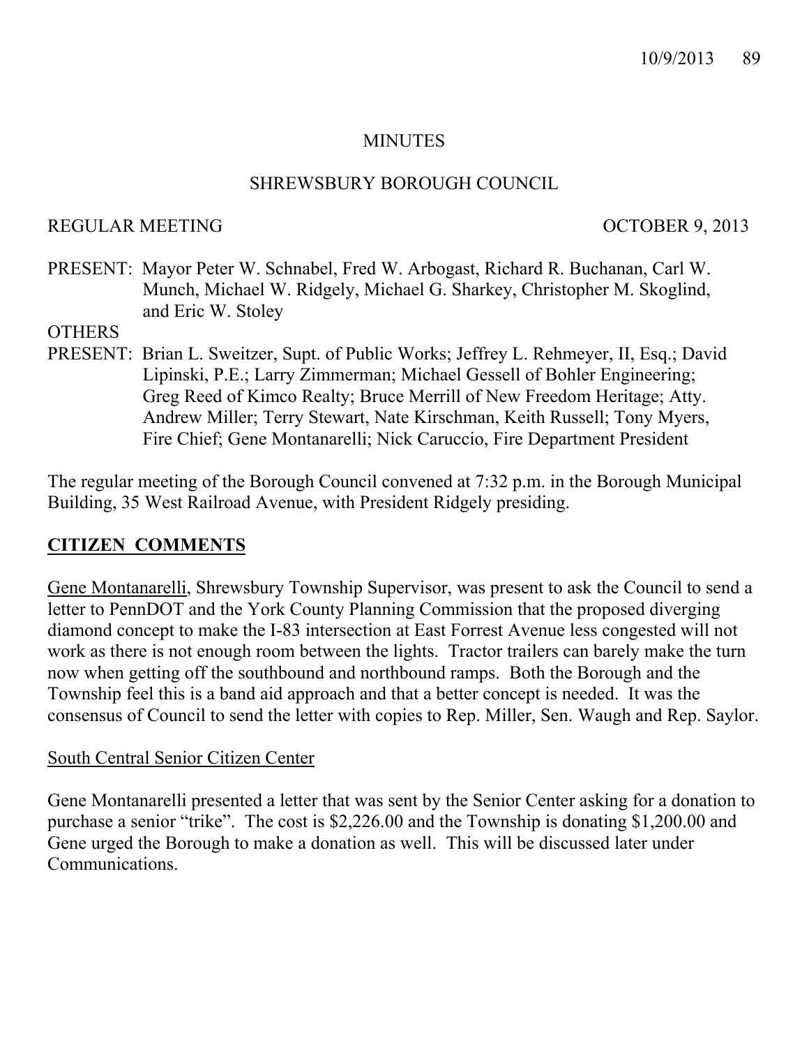# MINUTES

## SHREWSBURY BOROUGH COUNCIL

REGULAR MEETING                                                                                    OCTOBER 9, 2013

PRESENT: Mayor Peter W. Schnabel, Fred W. Arbogast, Richard R. Buchanan, Carl W. Munch, Michael W. Ridgely, Michael G. Sharkey, Christopher M. Skoglind, and Eric W. Stoley

OTHERS
PRESENT: Brian L. Sweitzer, Supt. of Public Works; Jeffrey L. Rehmeyer, II, Esq.; David Lipinski, P.E.; Larry Zimmerman; Michael Gessell of Bohler Engineering; Greg Reed of Kimco Realty; Bruce Merrill of New Freedom Heritage; Atty. Andrew Miller; Terry Stewart, Nate Kirschman, Keith Russell; Tony Myers, Fire Chief; Gene Montanarelli; Nick Caruccio, Fire Department President

The regular meeting of the Borough Council convened at 7:32 p.m. in the Borough Municipal Building, 35 West Railroad Avenue, with President Ridgely presiding.

**CITIZEN COMMENTS**

Gene Montanarelli, Shrewsbury Township Supervisor, was present to ask the Council to send a letter to PennDOT and the York County Planning Commission that the proposed diverging diamond concept to make the I-83 intersection at East Forrest Avenue less congested will not work as there is not enough room between the lights. Tractor trailers can barely make the turn now when getting off the southbound and northbound ramps. Both the Borough and the Township feel this is a band aid approach and that a better concept is needed. It was the consensus of Council to send the letter with copies to Rep. Miller, Sen. Waugh and Rep. Saylor.

South Central Senior Citizen Center

Gene Montanarelli presented a letter that was sent by the Senior Center asking for a donation to purchase a senior "trike". The cost is $2,226.00 and the Township is donating $1,200.00 and Gene urged the Borough to make a donation as well. This will be discussed later under Communications.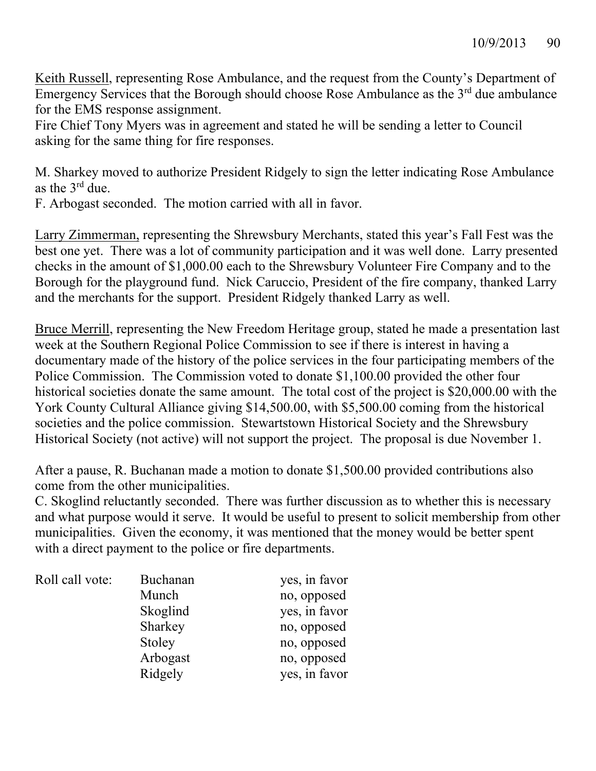Keith Russell, representing Rose Ambulance, and the request from the County's Department of Emergency Services that the Borough should choose Rose Ambulance as the 3rd due ambulance for the EMS response assignment.
Fire Chief Tony Myers was in agreement and stated he will be sending a letter to Council asking for the same thing for fire responses.

M. Sharkey moved to authorize President Ridgely to sign the letter indicating Rose Ambulance as the 3rd due.
F. Arbogast seconded. The motion carried with all in favor.

Larry Zimmerman, representing the Shrewsbury Merchants, stated this year's Fall Fest was the best one yet. There was a lot of community participation and it was well done. Larry presented checks in the amount of $1,000.00 each to the Shrewsbury Volunteer Fire Company and to the Borough for the playground fund. Nick Caruccio, President of the fire company, thanked Larry and the merchants for the support. President Ridgely thanked Larry as well.

Bruce Merrill, representing the New Freedom Heritage group, stated he made a presentation last week at the Southern Regional Police Commission to see if there is interest in having a documentary made of the history of the police services in the four participating members of the Police Commission. The Commission voted to donate $1,100.00 provided the other four historical societies donate the same amount. The total cost of the project is $20,000.00 with the York County Cultural Alliance giving $14,500.00, with $5,500.00 coming from the historical societies and the police commission. Stewartstown Historical Society and the Shrewsbury Historical Society (not active) will not support the project. The proposal is due November 1.

After a pause, R. Buchanan made a motion to donate $1,500.00 provided contributions also come from the other municipalities.
C. Skoglind reluctantly seconded. There was further discussion as to whether this is necessary and what purpose would it serve. It would be useful to present to solicit membership from other municipalities. Given the economy, it was mentioned that the money would be better spent with a direct payment to the police or fire departments.

| Roll call vote: | Buchanan | yes, in favor |
|---|---|---|
| | Munch | no, opposed |
| | Skoglind | yes, in favor |
| | Sharkey | no, opposed |
| | Stoley | no, opposed |
| | Arbogast | no, opposed |
| | Ridgely | yes, in favor |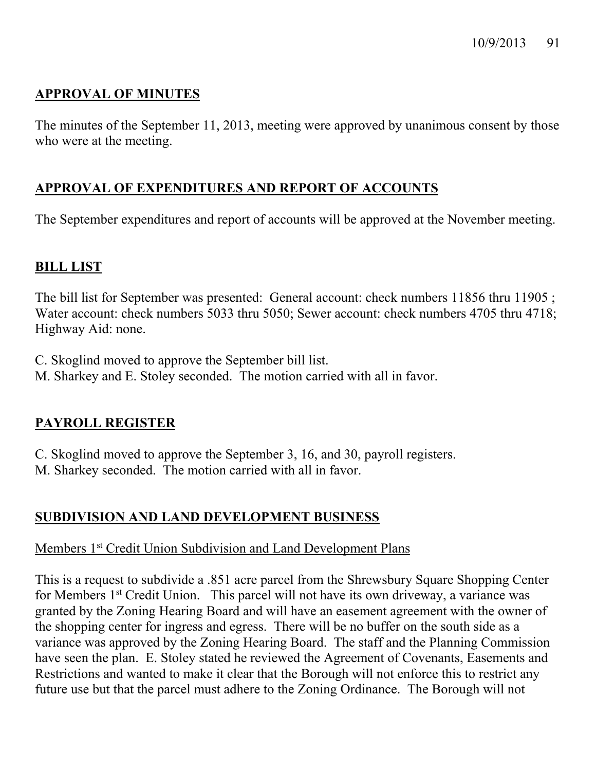## APPROVAL OF MINUTES

The minutes of the September 11, 2013, meeting were approved by unanimous consent by those who were at the meeting.

## APPROVAL OF EXPENDITURES AND REPORT OF ACCOUNTS

The September expenditures and report of accounts will be approved at the November meeting.

## BILL LIST

The bill list for September was presented: General account: check numbers 11856 thru 11905 ; Water account: check numbers 5033 thru 5050; Sewer account: check numbers 4705 thru 4718; Highway Aid: none.

C. Skoglind moved to approve the September bill list.
M. Sharkey and E. Stoley seconded. The motion carried with all in favor.

## PAYROLL REGISTER

C. Skoglind moved to approve the September 3, 16, and 30, payroll registers.
M. Sharkey seconded. The motion carried with all in favor.

## SUBDIVISION AND LAND DEVELOPMENT BUSINESS

Members 1st Credit Union Subdivision and Land Development Plans

This is a request to subdivide a .851 acre parcel from the Shrewsbury Square Shopping Center for Members 1st Credit Union. This parcel will not have its own driveway, a variance was granted by the Zoning Hearing Board and will have an easement agreement with the owner of the shopping center for ingress and egress. There will be no buffer on the south side as a variance was approved by the Zoning Hearing Board. The staff and the Planning Commission have seen the plan. E. Stoley stated he reviewed the Agreement of Covenants, Easements and Restrictions and wanted to make it clear that the Borough will not enforce this to restrict any future use but that the parcel must adhere to the Zoning Ordinance. The Borough will not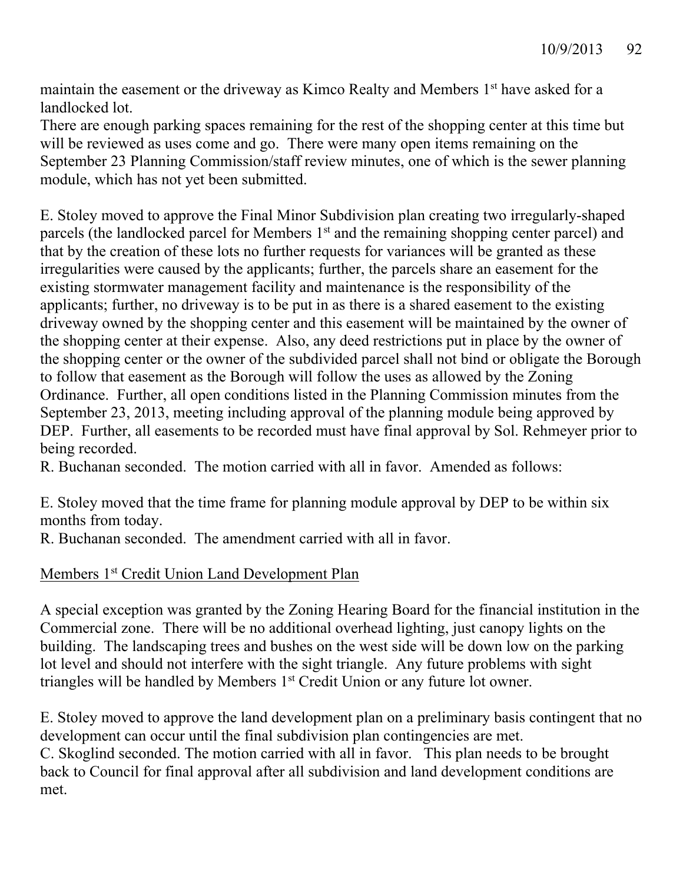maintain the easement or the driveway as Kimco Realty and Members 1st have asked for a landlocked lot.
There are enough parking spaces remaining for the rest of the shopping center at this time but will be reviewed as uses come and go. There were many open items remaining on the September 23 Planning Commission/staff review minutes, one of which is the sewer planning module, which has not yet been submitted.

E. Stoley moved to approve the Final Minor Subdivision plan creating two irregularly-shaped parcels (the landlocked parcel for Members 1st and the remaining shopping center parcel) and that by the creation of these lots no further requests for variances will be granted as these irregularities were caused by the applicants; further, the parcels share an easement for the existing stormwater management facility and maintenance is the responsibility of the applicants; further, no driveway is to be put in as there is a shared easement to the existing driveway owned by the shopping center and this easement will be maintained by the owner of the shopping center at their expense. Also, any deed restrictions put in place by the owner of the shopping center or the owner of the subdivided parcel shall not bind or obligate the Borough to follow that easement as the Borough will follow the uses as allowed by the Zoning Ordinance. Further, all open conditions listed in the Planning Commission minutes from the September 23, 2013, meeting including approval of the planning module being approved by DEP. Further, all easements to be recorded must have final approval by Sol. Rehmeyer prior to being recorded.
R. Buchanan seconded. The motion carried with all in favor. Amended as follows:

E. Stoley moved that the time frame for planning module approval by DEP to be within six months from today.
R. Buchanan seconded. The amendment carried with all in favor.

<u>Members 1st Credit Union Land Development Plan</u>

A special exception was granted by the Zoning Hearing Board for the financial institution in the Commercial zone. There will be no additional overhead lighting, just canopy lights on the building. The landscaping trees and bushes on the west side will be down low on the parking lot level and should not interfere with the sight triangle. Any future problems with sight triangles will be handled by Members 1st Credit Union or any future lot owner.

E. Stoley moved to approve the land development plan on a preliminary basis contingent that no development can occur until the final subdivision plan contingencies are met.
C. Skoglind seconded. The motion carried with all in favor. This plan needs to be brought back to Council for final approval after all subdivision and land development conditions are met.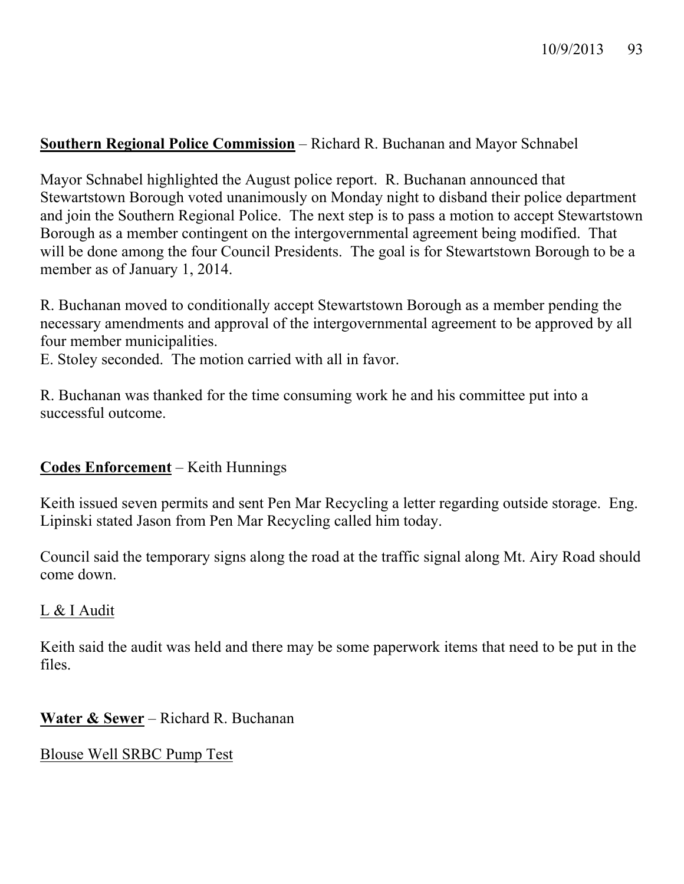**Southern Regional Police Commission** – Richard R. Buchanan and Mayor Schnabel

Mayor Schnabel highlighted the August police report. R. Buchanan announced that Stewartstown Borough voted unanimously on Monday night to disband their police department and join the Southern Regional Police. The next step is to pass a motion to accept Stewartstown Borough as a member contingent on the intergovernmental agreement being modified. That will be done among the four Council Presidents. The goal is for Stewartstown Borough to be a member as of January 1, 2014.

R. Buchanan moved to conditionally accept Stewartstown Borough as a member pending the necessary amendments and approval of the intergovernmental agreement to be approved by all four member municipalities.
E. Stoley seconded. The motion carried with all in favor.

R. Buchanan was thanked for the time consuming work he and his committee put into a successful outcome.

**Codes Enforcement** – Keith Hunnings

Keith issued seven permits and sent Pen Mar Recycling a letter regarding outside storage. Eng. Lipinski stated Jason from Pen Mar Recycling called him today.

Council said the temporary signs along the road at the traffic signal along Mt. Airy Road should come down.

L & I Audit

Keith said the audit was held and there may be some paperwork items that need to be put in the files.

**Water & Sewer** – Richard R. Buchanan

Blouse Well SRBC Pump Test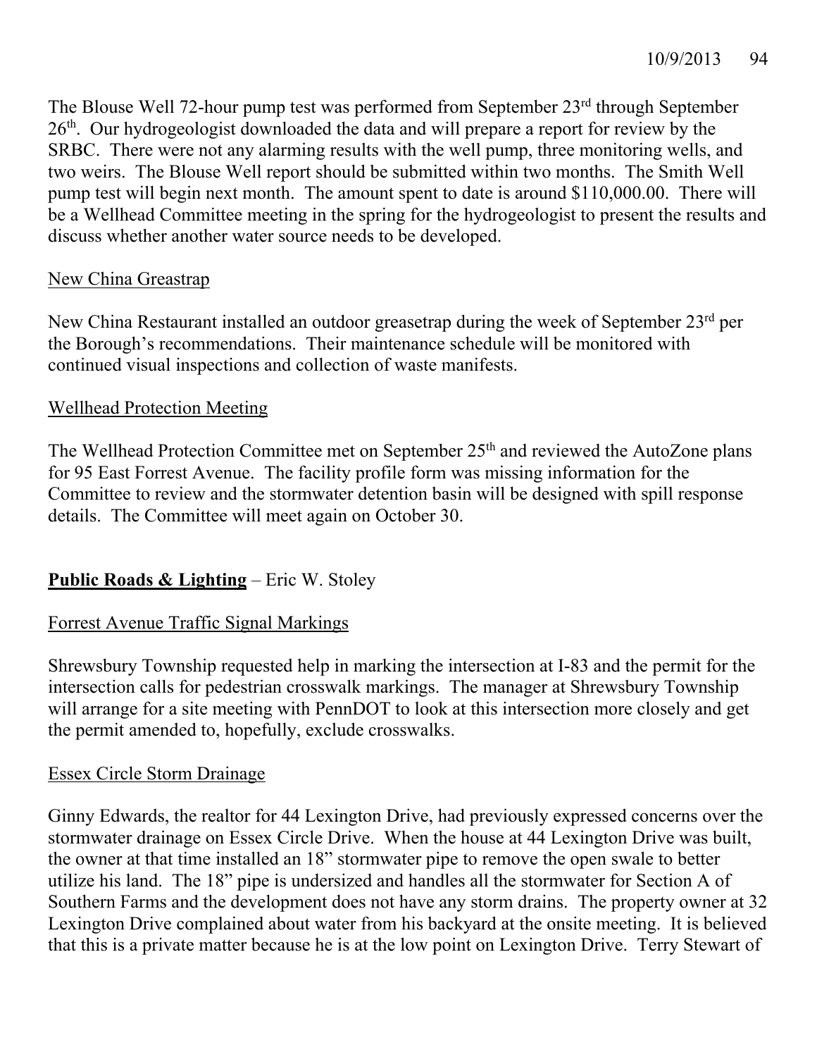The Blouse Well 72-hour pump test was performed from September 23rd through September 26th. Our hydrogeologist downloaded the data and will prepare a report for review by the SRBC. There were not any alarming results with the well pump, three monitoring wells, and two weirs. The Blouse Well report should be submitted within two months. The Smith Well pump test will begin next month. The amount spent to date is around $110,000.00. There will be a Wellhead Committee meeting in the spring for the hydrogeologist to present the results and discuss whether another water source needs to be developed.

<u>New China Greastrap</u>

New China Restaurant installed an outdoor greasetrap during the week of September 23rd per the Borough's recommendations. Their maintenance schedule will be monitored with continued visual inspections and collection of waste manifests.

<u>Wellhead Protection Meeting</u>

The Wellhead Protection Committee met on September 25th and reviewed the AutoZone plans for 95 East Forrest Avenue. The facility profile form was missing information for the Committee to review and the stormwater detention basin will be designed with spill response details. The Committee will meet again on October 30.

**<u>Public Roads & Lighting</u>** – Eric W. Stoley

<u>Forrest Avenue Traffic Signal Markings</u>

Shrewsbury Township requested help in marking the intersection at I-83 and the permit for the intersection calls for pedestrian crosswalk markings. The manager at Shrewsbury Township will arrange for a site meeting with PennDOT to look at this intersection more closely and get the permit amended to, hopefully, exclude crosswalks.

<u>Essex Circle Storm Drainage</u>

Ginny Edwards, the realtor for 44 Lexington Drive, had previously expressed concerns over the stormwater drainage on Essex Circle Drive. When the house at 44 Lexington Drive was built, the owner at that time installed an 18" stormwater pipe to remove the open swale to better utilize his land. The 18" pipe is undersized and handles all the stormwater for Section A of Southern Farms and the development does not have any storm drains. The property owner at 32 Lexington Drive complained about water from his backyard at the onsite meeting. It is believed that this is a private matter because he is at the low point on Lexington Drive. Terry Stewart of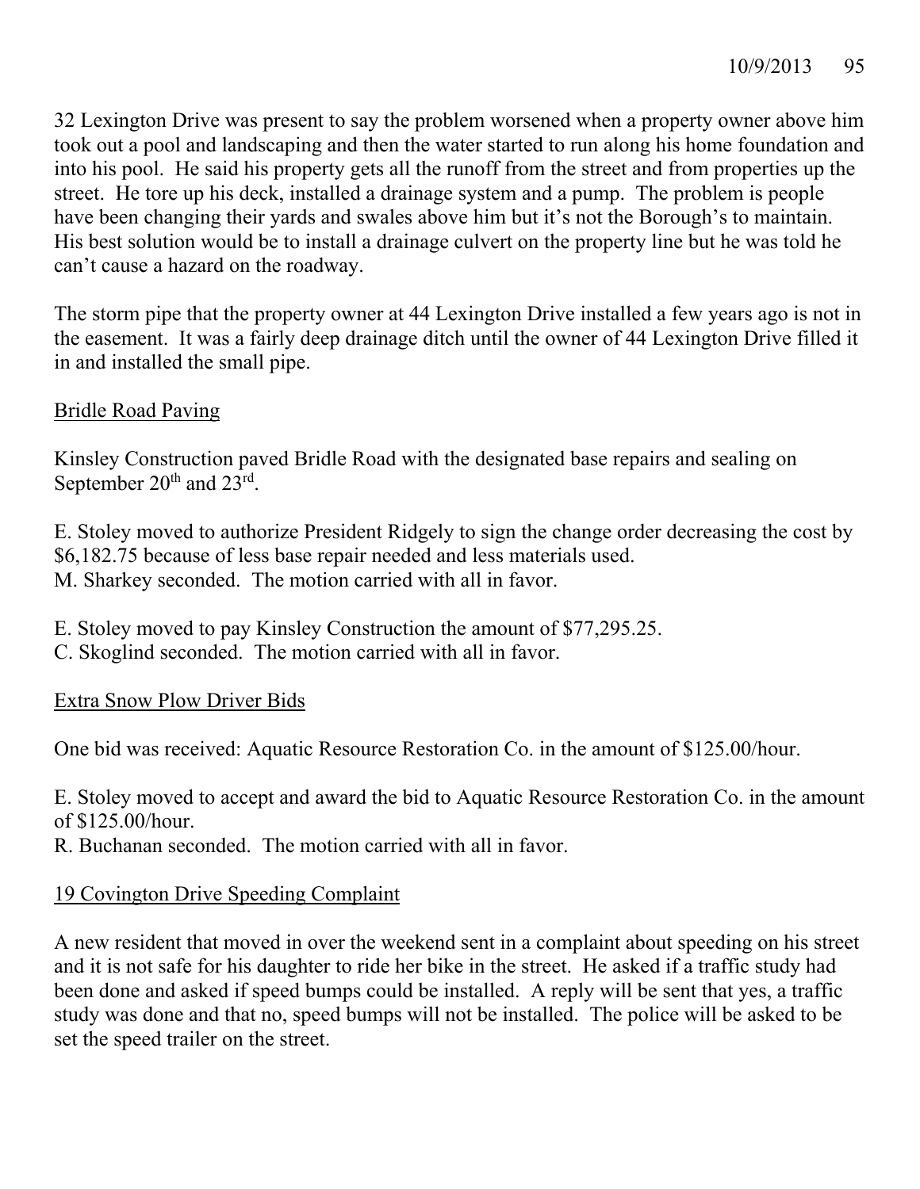32 Lexington Drive was present to say the problem worsened when a property owner above him took out a pool and landscaping and then the water started to run along his home foundation and into his pool. He said his property gets all the runoff from the street and from properties up the street. He tore up his deck, installed a drainage system and a pump. The problem is people have been changing their yards and swales above him but it's not the Borough's to maintain. His best solution would be to install a drainage culvert on the property line but he was told he can't cause a hazard on the roadway.

The storm pipe that the property owner at 44 Lexington Drive installed a few years ago is not in the easement. It was a fairly deep drainage ditch until the owner of 44 Lexington Drive filled it in and installed the small pipe.

<u>Bridle Road Paving</u>

Kinsley Construction paved Bridle Road with the designated base repairs and sealing on September 20th and 23rd.

E. Stoley moved to authorize President Ridgely to sign the change order decreasing the cost by $6,182.75 because of less base repair needed and less materials used.
M. Sharkey seconded. The motion carried with all in favor.

E. Stoley moved to pay Kinsley Construction the amount of $77,295.25.
C. Skoglind seconded. The motion carried with all in favor.

<u>Extra Snow Plow Driver Bids</u>

One bid was received: Aquatic Resource Restoration Co. in the amount of $125.00/hour.

E. Stoley moved to accept and award the bid to Aquatic Resource Restoration Co. in the amount of $125.00/hour.
R. Buchanan seconded. The motion carried with all in favor.

<u>19 Covington Drive Speeding Complaint</u>

A new resident that moved in over the weekend sent in a complaint about speeding on his street and it is not safe for his daughter to ride her bike in the street. He asked if a traffic study had been done and asked if speed bumps could be installed. A reply will be sent that yes, a traffic study was done and that no, speed bumps will not be installed. The police will be asked to be set the speed trailer on the street.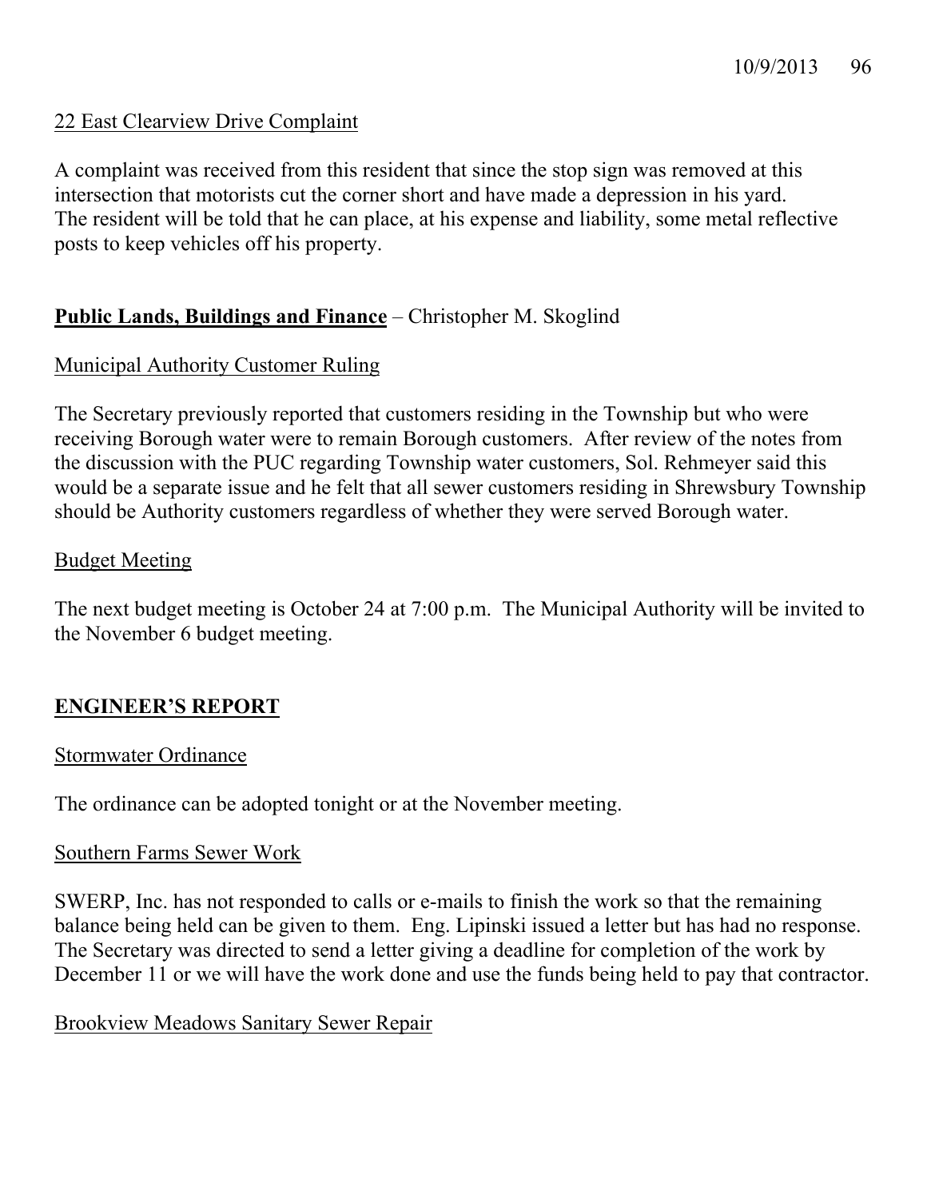22 East Clearview Drive Complaint

A complaint was received from this resident that since the stop sign was removed at this intersection that motorists cut the corner short and have made a depression in his yard. The resident will be told that he can place, at his expense and liability, some metal reflective posts to keep vehicles off his property.

**Public Lands, Buildings and Finance** – Christopher M. Skoglind

Municipal Authority Customer Ruling

The Secretary previously reported that customers residing in the Township but who were receiving Borough water were to remain Borough customers. After review of the notes from the discussion with the PUC regarding Township water customers, Sol. Rehmeyer said this would be a separate issue and he felt that all sewer customers residing in Shrewsbury Township should be Authority customers regardless of whether they were served Borough water.

Budget Meeting

The next budget meeting is October 24 at 7:00 p.m. The Municipal Authority will be invited to the November 6 budget meeting.

**ENGINEER'S REPORT**

Stormwater Ordinance

The ordinance can be adopted tonight or at the November meeting.

Southern Farms Sewer Work

SWERP, Inc. has not responded to calls or e-mails to finish the work so that the remaining balance being held can be given to them. Eng. Lipinski issued a letter but has had no response. The Secretary was directed to send a letter giving a deadline for completion of the work by December 11 or we will have the work done and use the funds being held to pay that contractor.

Brookview Meadows Sanitary Sewer Repair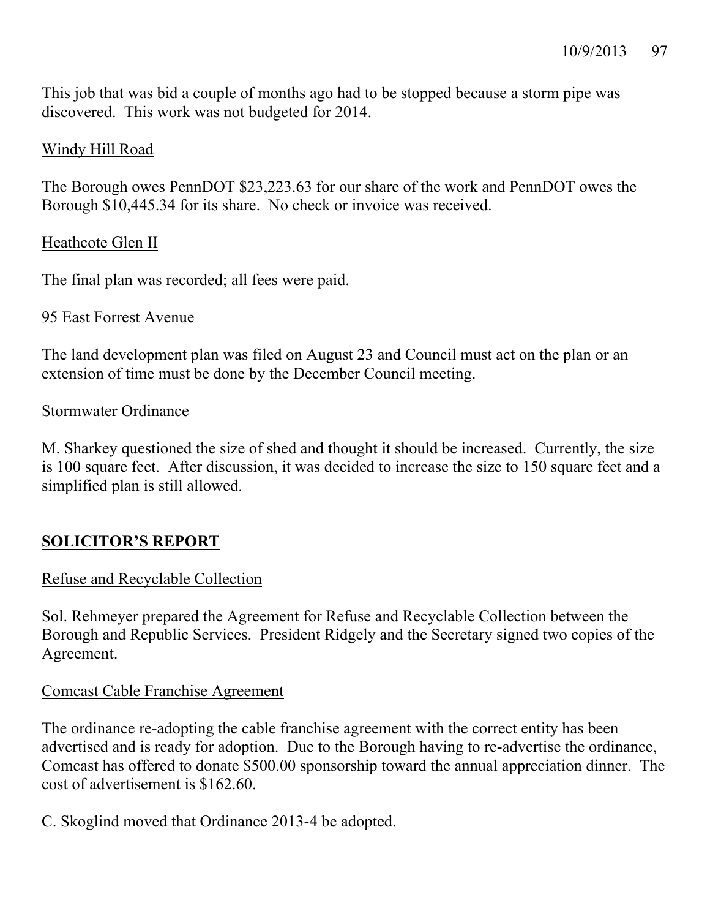This job that was bid a couple of months ago had to be stopped because a storm pipe was discovered. This work was not budgeted for 2014.

Windy Hill Road

The Borough owes PennDOT $23,223.63 for our share of the work and PennDOT owes the Borough $10,445.34 for its share. No check or invoice was received.

Heathcote Glen II

The final plan was recorded; all fees were paid.

95 East Forrest Avenue

The land development plan was filed on August 23 and Council must act on the plan or an extension of time must be done by the December Council meeting.

Stormwater Ordinance

M. Sharkey questioned the size of shed and thought it should be increased. Currently, the size is 100 square feet. After discussion, it was decided to increase the size to 150 square feet and a simplified plan is still allowed.

## SOLICITOR'S REPORT

Refuse and Recyclable Collection

Sol. Rehmeyer prepared the Agreement for Refuse and Recyclable Collection between the Borough and Republic Services. President Ridgely and the Secretary signed two copies of the Agreement.

Comcast Cable Franchise Agreement

The ordinance re-adopting the cable franchise agreement with the correct entity has been advertised and is ready for adoption. Due to the Borough having to re-advertise the ordinance, Comcast has offered to donate $500.00 sponsorship toward the annual appreciation dinner. The cost of advertisement is $162.60.

C. Skoglind moved that Ordinance 2013-4 be adopted.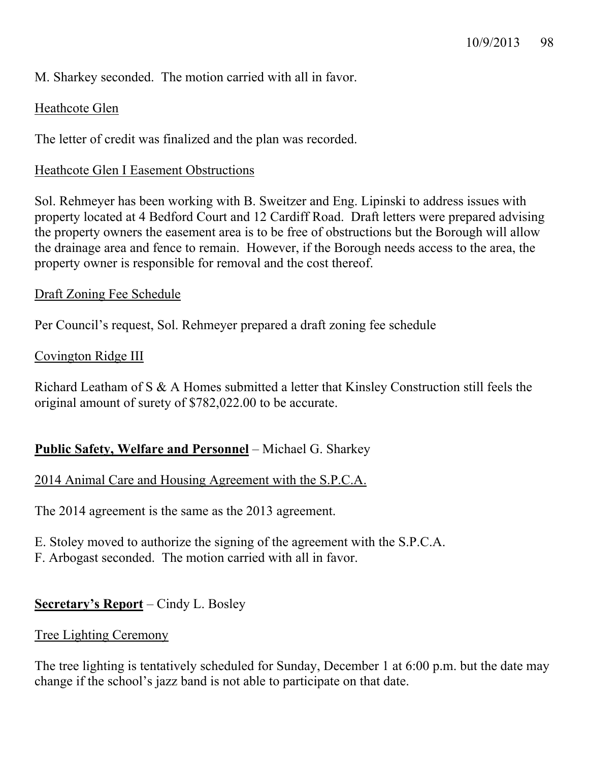M. Sharkey seconded. The motion carried with all in favor.

Heathcote Glen

The letter of credit was finalized and the plan was recorded.

Heathcote Glen I Easement Obstructions

Sol. Rehmeyer has been working with B. Sweitzer and Eng. Lipinski to address issues with property located at 4 Bedford Court and 12 Cardiff Road. Draft letters were prepared advising the property owners the easement area is to be free of obstructions but the Borough will allow the drainage area and fence to remain. However, if the Borough needs access to the area, the property owner is responsible for removal and the cost thereof.

Draft Zoning Fee Schedule

Per Council's request, Sol. Rehmeyer prepared a draft zoning fee schedule

Covington Ridge III

Richard Leatham of S & A Homes submitted a letter that Kinsley Construction still feels the original amount of surety of $782,022.00 to be accurate.

**Public Safety, Welfare and Personnel** – Michael G. Sharkey

2014 Animal Care and Housing Agreement with the S.P.C.A.

The 2014 agreement is the same as the 2013 agreement.

E. Stoley moved to authorize the signing of the agreement with the S.P.C.A.
F. Arbogast seconded. The motion carried with all in favor.

**Secretary's Report** – Cindy L. Bosley

Tree Lighting Ceremony

The tree lighting is tentatively scheduled for Sunday, December 1 at 6:00 p.m. but the date may change if the school's jazz band is not able to participate on that date.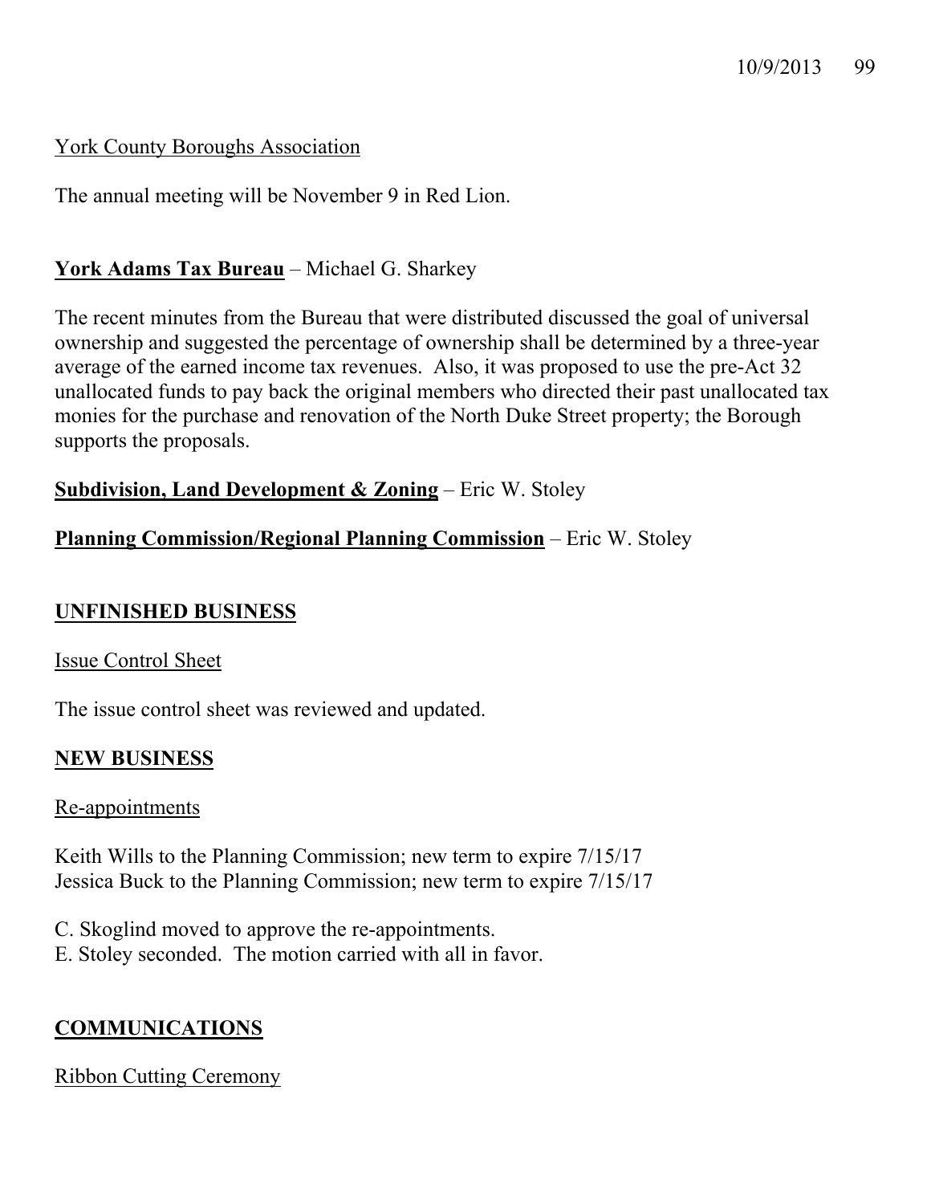York County Boroughs Association

The annual meeting will be November 9 in Red Lion.

**York Adams Tax Bureau** – Michael G. Sharkey

The recent minutes from the Bureau that were distributed discussed the goal of universal ownership and suggested the percentage of ownership shall be determined by a three-year average of the earned income tax revenues. Also, it was proposed to use the pre-Act 32 unallocated funds to pay back the original members who directed their past unallocated tax monies for the purchase and renovation of the North Duke Street property; the Borough supports the proposals.

**Subdivision, Land Development & Zoning** – Eric W. Stoley

**Planning Commission/Regional Planning Commission** – Eric W. Stoley

## UNFINISHED BUSINESS

Issue Control Sheet

The issue control sheet was reviewed and updated.

## NEW BUSINESS

Re-appointments

Keith Wills to the Planning Commission; new term to expire 7/15/17
Jessica Buck to the Planning Commission; new term to expire 7/15/17

C. Skoglind moved to approve the re-appointments.
E. Stoley seconded. The motion carried with all in favor.

## COMMUNICATIONS

Ribbon Cutting Ceremony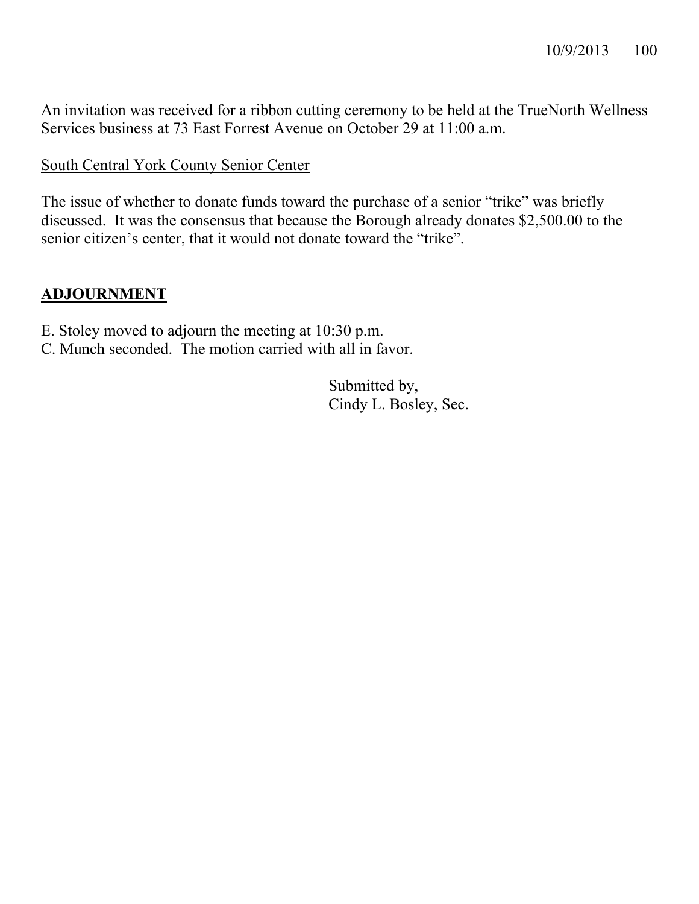An invitation was received for a ribbon cutting ceremony to be held at the TrueNorth Wellness Services business at 73 East Forrest Avenue on October 29 at 11:00 a.m.

South Central York County Senior Center

The issue of whether to donate funds toward the purchase of a senior "trike" was briefly discussed. It was the consensus that because the Borough already donates $2,500.00 to the senior citizen's center, that it would not donate toward the "trike".

## ADJOURNMENT

E. Stoley moved to adjourn the meeting at 10:30 p.m.
C. Munch seconded. The motion carried with all in favor.

Submitted by,
Cindy L. Bosley, Sec.